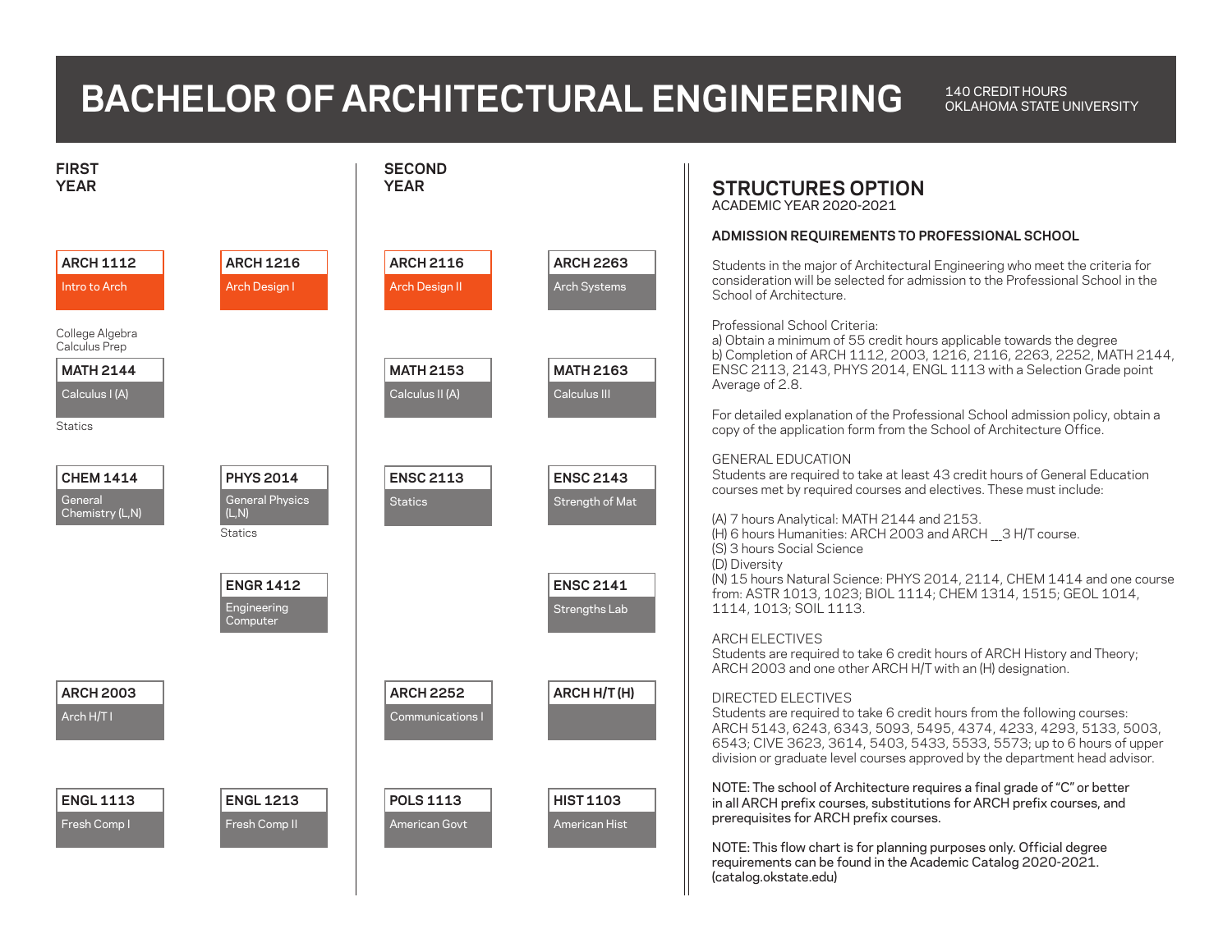# BACHELOR OF ARCHITECTURAL ENGINEERING

140 CREDIT HOURS
OKLAHOMA STATE UNIVERSITY

## FIRST YEAR

| Fall | Spring |
|---|---|
| **ARCH 1112** Intro to Arch | **ARCH 1216** Arch Design I |
| College Algebra / Calculus Prep → **MATH 2144** Calculus I (A) → Statics | |
| **CHEM 1414** General Chemistry (L,N) | **PHYS 2014** General Physics (L,N) → Statics |
| | **ENGR 1412** Engineering Computer |
| **ARCH 2003** Arch H/T I | |
| **ENGL 1113** Fresh Comp I | **ENGL 1213** Fresh Comp II |

## SECOND YEAR

| Fall | Spring |
|---|---|
| **ARCH 2116** Arch Design II | **ARCH 2263** Arch Systems |
| **MATH 2153** Calculus II (A) | **MATH 2163** Calculus III |
| **ENSC 2113** Statics | **ENSC 2143** Strength of Mat |
| | **ENSC 2141** Strengths Lab |
| **ARCH 2252** Communications I | **ARCH H/T (H)** |
| **POLS 1113** American Govt | **HIST 1103** American Hist |

## STRUCTURES OPTION

ACADEMIC YEAR 2020-2021

### ADMISSION REQUIREMENTS TO PROFESSIONAL SCHOOL

Students in the major of Architectural Engineering who meet the criteria for consideration will be selected for admission to the Professional School in the School of Architecture.

Professional School Criteria:
a) Obtain a minimum of 55 credit hours applicable towards the degree
b) Completion of ARCH 1112, 2003, 1216, 2116, 2263, 2252, MATH 2144, ENSC 2113, 2143, PHYS 2014, ENGL 1113 with a Selection Grade point Average of 2.8.

For detailed explanation of the Professional School admission policy, obtain a copy of the application form from the School of Architecture Office.

GENERAL EDUCATION
Students are required to take at least 43 credit hours of General Education courses met by required courses and electives. These must include:

(A) 7 hours Analytical: MATH 2144 and 2153.
(H) 6 hours Humanities: ARCH 2003 and ARCH __3 H/T course.
(S) 3 hours Social Science
(D) Diversity
(N) 15 hours Natural Science: PHYS 2014, 2114, CHEM 1414 and one course from: ASTR 1013, 1023; BIOL 1114; CHEM 1314, 1515; GEOL 1014, 1114, 1013; SOIL 1113.

ARCH ELECTIVES
Students are required to take 6 credit hours of ARCH History and Theory; ARCH 2003 and one other ARCH H/T with an (H) designation.

DIRECTED ELECTIVES
Students are required to take 6 credit hours from the following courses: ARCH 5143, 6243, 6343, 5093, 5495, 4374, 4233, 4293, 5133, 5003, 6543; CIVE 3623, 3614, 5403, 5433, 5533, 5573; up to 6 hours of upper division or graduate level courses approved by the department head advisor.

NOTE: The school of Architecture requires a final grade of "C" or better in all ARCH prefix courses, substitutions for ARCH prefix courses, and prerequisites for ARCH prefix courses.

NOTE: This flow chart is for planning purposes only. Official degree requirements can be found in the Academic Catalog 2020-2021. (catalog.okstate.edu)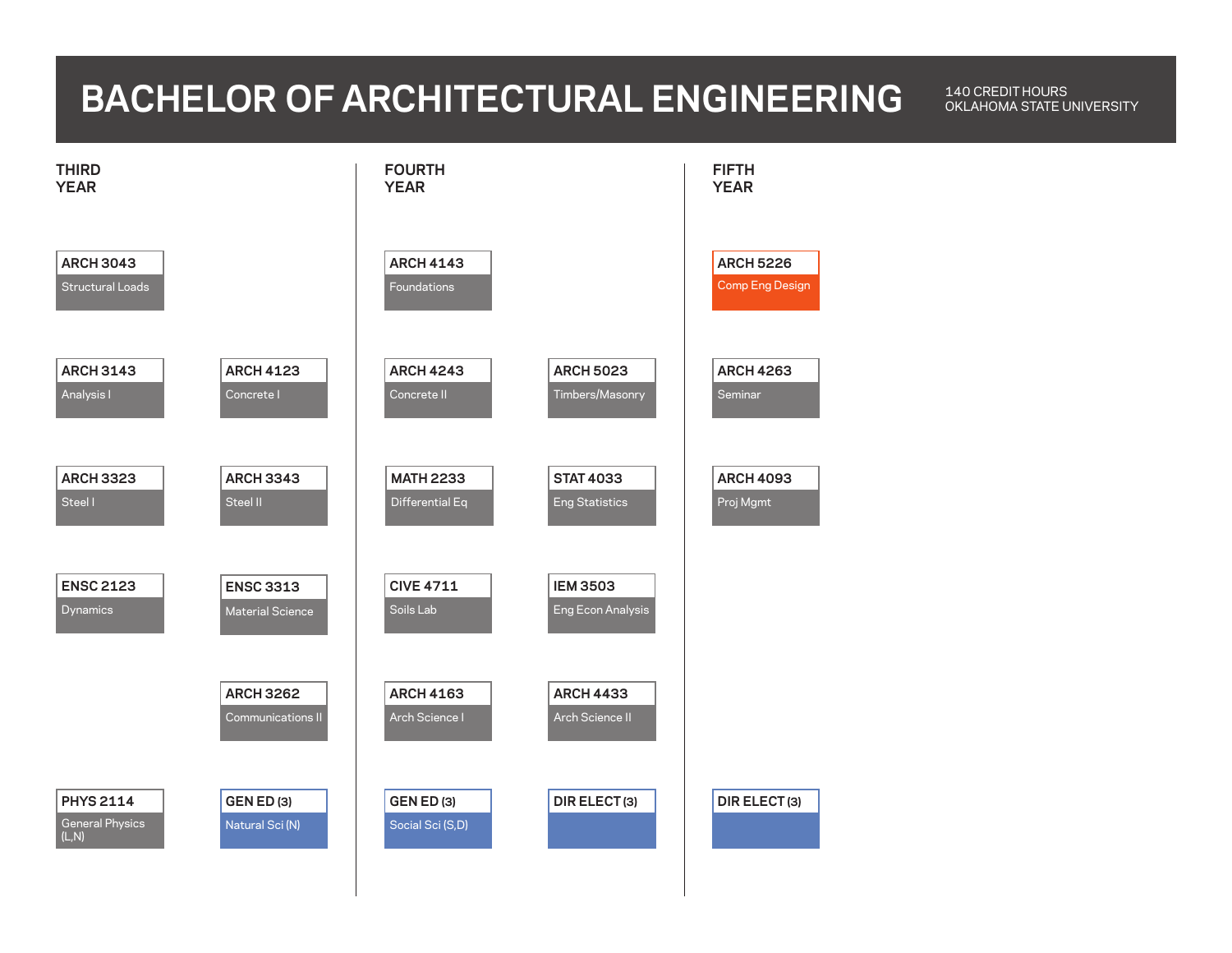# BACHELOR OF ARCHITECTURAL ENGINEERING

140 CREDIT HOURS
OKLAHOMA STATE UNIVERSITY

## THIRD YEAR

- **ARCH 3043** Structural Loads
- **ARCH 3143** Analysis I
- **ARCH 4123** Concrete I
- **ARCH 3323** Steel I
- **ARCH 3343** Steel II
- **ENSC 2123** Dynamics
- **ENSC 3313** Material Science
- **ARCH 3262** Communications II
- **PHYS 2114** General Physics (L,N)
- **GEN ED (3)** Natural Sci (N)

## FOURTH YEAR

- **ARCH 4143** Foundations
- **ARCH 4243** Concrete II
- **ARCH 5023** Timbers/Masonry
- **MATH 2233** Differential Eq
- **STAT 4033** Eng Statistics
- **CIVE 4711** Soils Lab
- **IEM 3503** Eng Econ Analysis
- **ARCH 4163** Arch Science I
- **ARCH 4433** Arch Science II
- **GEN ED (3)** Social Sci (S,D)
- **DIR ELECT (3)**

## FIFTH YEAR

- **ARCH 5226** Comp Eng Design
- **ARCH 4263** Seminar
- **ARCH 4093** Proj Mgmt
- **DIR ELECT (3)**